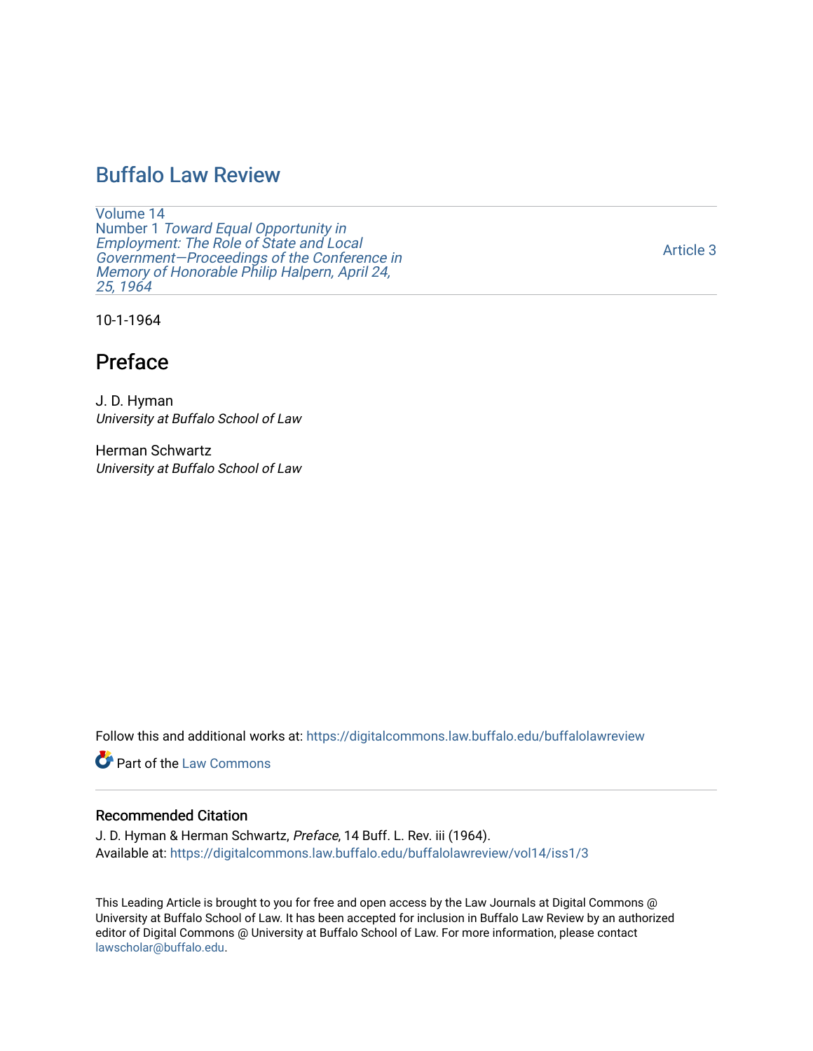# Buffalo Law Review

Volume 14
Number 1 *Toward Equal Opportunity in Employment: The Role of State and Local Government—Proceedings of the Conference in Memory of Honorable Philip Halpern, April 24, 25, 1964*

Article 3

10-1-1964

## Preface

J. D. Hyman
*University at Buffalo School of Law*

Herman Schwartz
*University at Buffalo School of Law*

Follow this and additional works at: https://digitalcommons.law.buffalo.edu/buffalolawreview

Part of the Law Commons

### Recommended Citation

J. D. Hyman & Herman Schwartz, *Preface*, 14 Buff. L. Rev. iii (1964).
Available at: https://digitalcommons.law.buffalo.edu/buffalolawreview/vol14/iss1/3

This Leading Article is brought to you for free and open access by the Law Journals at Digital Commons @ University at Buffalo School of Law. It has been accepted for inclusion in Buffalo Law Review by an authorized editor of Digital Commons @ University at Buffalo School of Law. For more information, please contact lawscholar@buffalo.edu.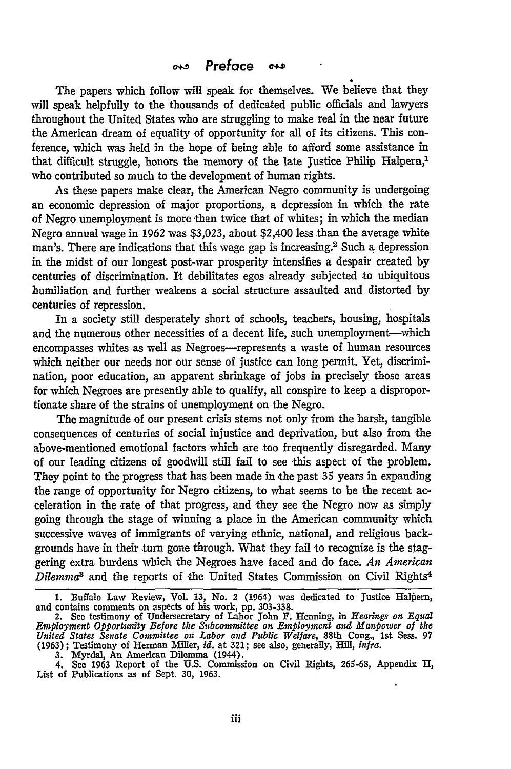# Preface

The papers which follow will speak for themselves. We believe that they will speak helpfully to the thousands of dedicated public officials and lawyers throughout the United States who are struggling to make real in the near future the American dream of equality of opportunity for all of its citizens. This conference, which was held in the hope of being able to afford some assistance in that difficult struggle, honors the memory of the late Justice Philip Halpern,[1] who contributed so much to the development of human rights.

As these papers make clear, the American Negro community is undergoing an economic depression of major proportions, a depression in which the rate of Negro unemployment is more than twice that of whites; in which the median Negro annual wage in 1962 was $3,023, about $2,400 less than the average white man's. There are indications that this wage gap is increasing.[2] Such a depression in the midst of our longest post-war prosperity intensifies a despair created by centuries of discrimination. It debilitates egos already subjected to ubiquitous humiliation and further weakens a social structure assaulted and distorted by centuries of repression.

In a society still desperately short of schools, teachers, housing, hospitals and the numerous other necessities of a decent life, such unemployment—which encompasses whites as well as Negroes—represents a waste of human resources which neither our needs nor our sense of justice can long permit. Yet, discrimination, poor education, an apparent shrinkage of jobs in precisely those areas for which Negroes are presently able to qualify, all conspire to keep a disproportionate share of the strains of unemployment on the Negro.

The magnitude of our present crisis stems not only from the harsh, tangible consequences of centuries of social injustice and deprivation, but also from the above-mentioned emotional factors which are too frequently disregarded. Many of our leading citizens of goodwill still fail to see this aspect of the problem. They point to the progress that has been made in the past 35 years in expanding the range of opportunity for Negro citizens, to what seems to be the recent acceleration in the rate of that progress, and they see the Negro now as simply going through the stage of winning a place in the American community which successive waves of immigrants of varying ethnic, national, and religious backgrounds have in their turn gone through. What they fail to recognize is the staggering extra burdens which the Negroes have faced and do face. *An American Dilemma*[3] and the reports of the United States Commission on Civil Rights[4]

1. Buffalo Law Review, Vol. 13, No. 2 (1964) was dedicated to Justice Halpern, and contains comments on aspects of his work, pp. 303-338.
2. See testimony of Undersecretary of Labor John F. Henning, in *Hearings on Equal Employment Opportunity Before the Subcommittee on Employment and Manpower of the United States Senate Committee on Labor and Public Welfare*, 88th Cong., 1st Sess. 97 (1963); Testimony of Herman Miller, *id.* at 321; see also, generally, Hill, *infra.*
3. Myrdal, An American Dilemma (1944).
4. See 1963 Report of the U.S. Commission on Civil Rights, 265-68, Appendix II, List of Publications as of Sept. 30, 1963.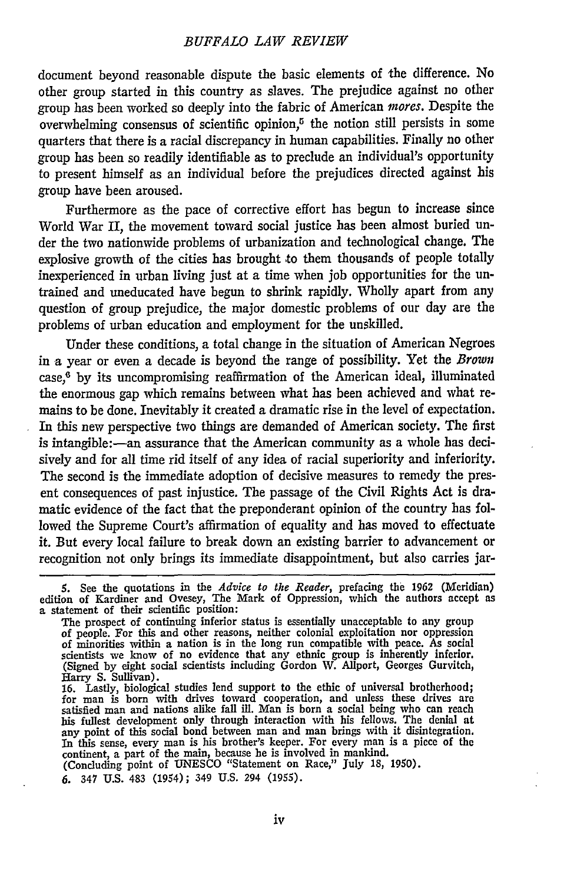document beyond reasonable dispute the basic elements of the difference. No other group started in this country as slaves. The prejudice against no other group has been worked so deeply into the fabric of American *mores*. Despite the overwhelming consensus of scientific opinion,[5] the notion still persists in some quarters that there is a racial discrepancy in human capabilities. Finally no other group has been so readily identifiable as to preclude an individual's opportunity to present himself as an individual before the prejudices directed against his group have been aroused.

Furthermore as the pace of corrective effort has begun to increase since World War II, the movement toward social justice has been almost buried under the two nationwide problems of urbanization and technological change. The explosive growth of the cities has brought to them thousands of people totally inexperienced in urban living just at a time when job opportunities for the untrained and uneducated have begun to shrink rapidly. Wholly apart from any question of group prejudice, the major domestic problems of our day are the problems of urban education and employment for the unskilled.

Under these conditions, a total change in the situation of American Negroes in a year or even a decade is beyond the range of possibility. Yet the *Brown* case,[6] by its uncompromising reaffirmation of the American ideal, illuminated the enormous gap which remains between what has been achieved and what remains to be done. Inevitably it created a dramatic rise in the level of expectation. In this new perspective two things are demanded of American society. The first is intangible:—an assurance that the American community as a whole has decisively and for all time rid itself of any idea of racial superiority and inferiority. The second is the immediate adoption of decisive measures to remedy the present consequences of past injustice. The passage of the Civil Rights Act is dramatic evidence of the fact that the preponderant opinion of the country has followed the Supreme Court's affirmation of equality and has moved to effectuate it. But every local failure to break down an existing barrier to advancement or recognition not only brings its immediate disappointment, but also carries jar-

---

5. See the quotations in the *Advice to the Reader*, prefacing the 1962 (Meridian) edition of Kardiner and Ovesey, The Mark of Oppression, which the authors accept as a statement of their scientific position:

> The prospect of continuing inferior status is essentially unacceptable to any group of people. For this and other reasons, neither colonial exploitation nor oppression of minorities within a nation is in the long run compatible with peace. As social scientists we know of no evidence that any ethnic group is inherently inferior. (Signed by eight social scientists including Gordon W. Allport, Georges Gurvitch, Harry S. Sullivan).
>
> 16. Lastly, biological studies lend support to the ethic of universal brotherhood; for man is born with drives toward cooperation, and unless these drives are satisfied man and nations alike fall ill. Man is born a social being who can reach his fullest development only through interaction with his fellows. The denial at any point of this social bond between man and man brings with it disintegration. In this sense, every man is his brother's keeper. For every man is a piece of the continent, a part of the main, because he is involved in mankind.
> (Concluding point of UNESCO "Statement on Race," July 18, 1950).

6. 347 U.S. 483 (1954); 349 U.S. 294 (1955).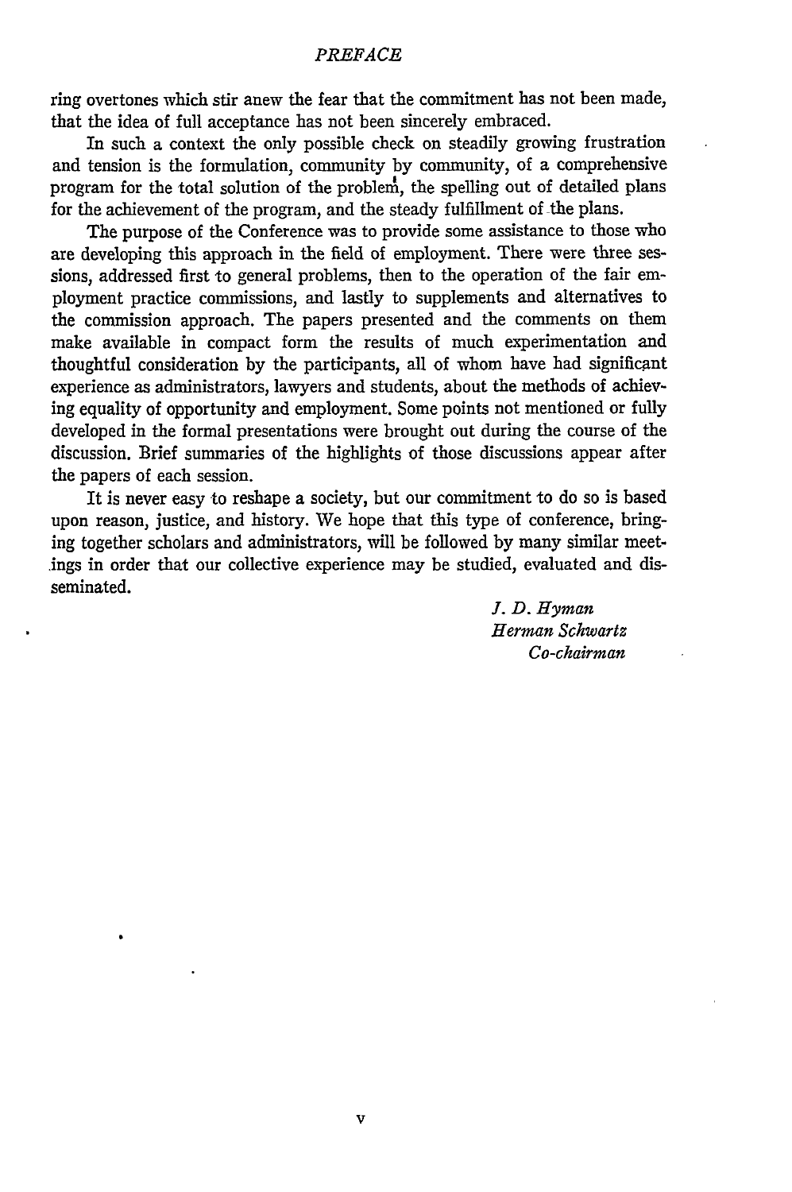ring overtones which stir anew the fear that the commitment has not been made, that the idea of full acceptance has not been sincerely embraced.

In such a context the only possible check on steadily growing frustration and tension is the formulation, community by community, of a comprehensive program for the total solution of the problem, the spelling out of detailed plans for the achievement of the program, and the steady fulfillment of the plans.

The purpose of the Conference was to provide some assistance to those who are developing this approach in the field of employment. There were three sessions, addressed first to general problems, then to the operation of the fair employment practice commissions, and lastly to supplements and alternatives to the commission approach. The papers presented and the comments on them make available in compact form the results of much experimentation and thoughtful consideration by the participants, all of whom have had significant experience as administrators, lawyers and students, about the methods of achieving equality of opportunity and employment. Some points not mentioned or fully developed in the formal presentations were brought out during the course of the discussion. Brief summaries of the highlights of those discussions appear after the papers of each session.

It is never easy to reshape a society, but our commitment to do so is based upon reason, justice, and history. We hope that this type of conference, bringing together scholars and administrators, will be followed by many similar meetings in order that our collective experience may be studied, evaluated and disseminated.

*J. D. Hyman*
*Herman Schwartz*
*Co-chairman*